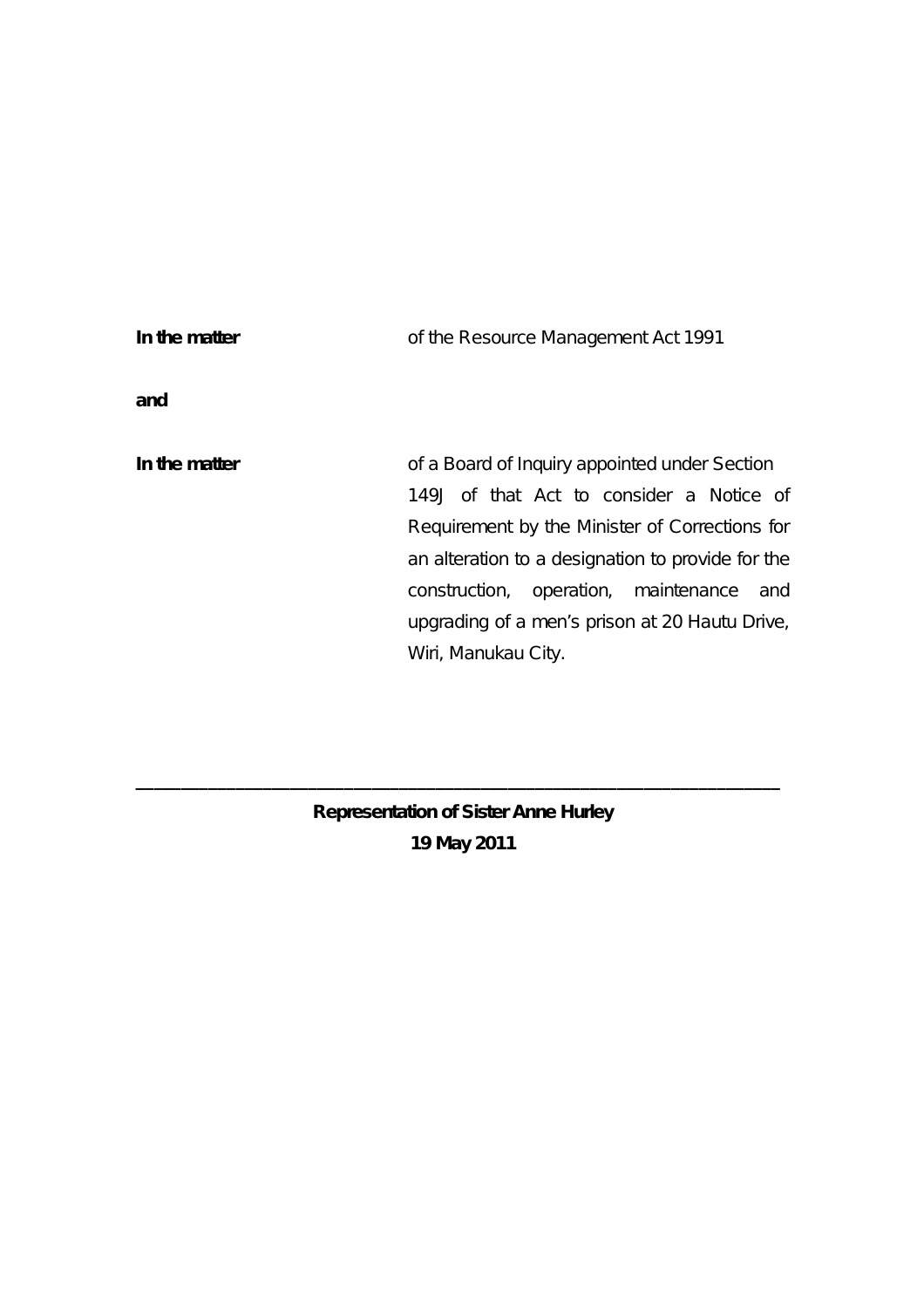| | |
|---|---|
| **In the matter** | of the Resource Management Act 1991 |
| **and** | |
| **In the matter** | of a Board of Inquiry appointed under Section 149J of that Act to consider a Notice of Requirement by the Minister of Corrections for an alteration to a designation to provide for the construction, operation, maintenance and upgrading of a men's prison at 20 Hautu Drive, Wiri, Manukau City. |

---

**Representation of Sister Anne Hurley**

**19 May 2011**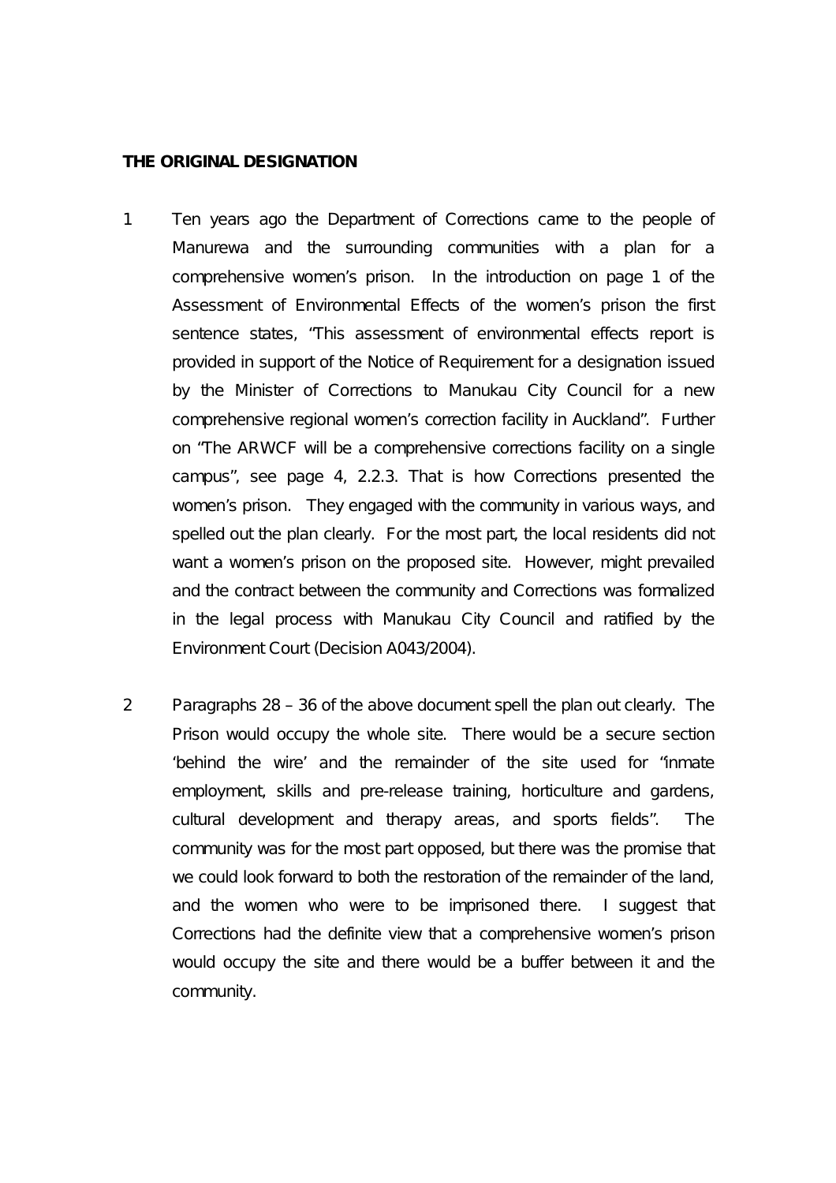**THE ORIGINAL DESIGNATION**

1 Ten years ago the Department of Corrections came to the people of Manurewa and the surrounding communities with a plan for a comprehensive women's prison. In the introduction on page 1 of the Assessment of Environmental Effects of the women's prison the first sentence states, "This assessment of environmental effects report is provided in support of the Notice of Requirement for a designation issued by the Minister of Corrections to Manukau City Council for a new comprehensive regional women's correction facility in Auckland". Further on "The ARWCF will be a comprehensive corrections facility on a single campus", see page 4, 2.2.3. That is how Corrections presented the women's prison. They engaged with the community in various ways, and spelled out the plan clearly. For the most part, the local residents did not want a women's prison on the proposed site. However, might prevailed and the contract between the community and Corrections was formalized in the legal process with Manukau City Council and ratified by the Environment Court (Decision A043/2004).

2 Paragraphs 28 – 36 of the above document spell the plan out clearly. The Prison would occupy the whole site. There would be a secure section 'behind the wire' and the remainder of the site used for "inmate employment, skills and pre-release training, horticulture and gardens, cultural development and therapy areas, and sports fields". The community was for the most part opposed, but there was the promise that we could look forward to both the restoration of the remainder of the land, and the women who were to be imprisoned there. I suggest that Corrections had the definite view that a comprehensive women's prison would occupy the site and there would be a buffer between it and the community.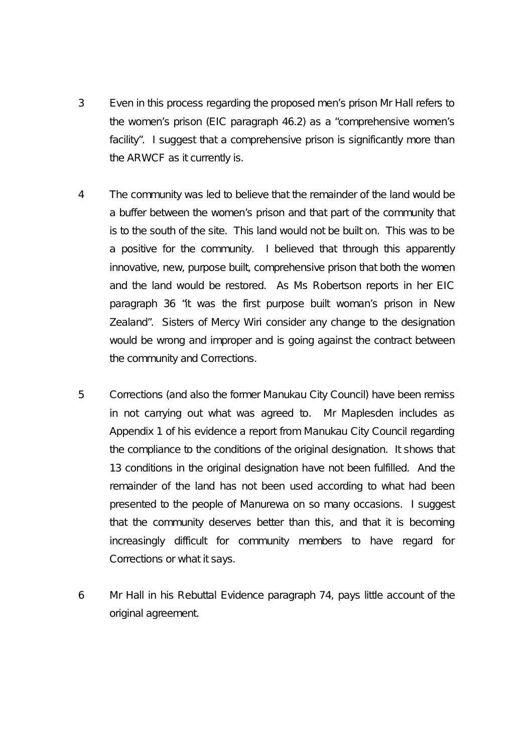3 Even in this process regarding the proposed men's prison Mr Hall refers to the women's prison (EIC paragraph 46.2) as a "comprehensive women's facility". I suggest that a comprehensive prison is significantly more than the ARWCF as it currently is.

4 The community was led to believe that the remainder of the land would be a buffer between the women's prison and that part of the community that is to the south of the site. This land would not be built on. This was to be a positive for the community. I believed that through this apparently innovative, new, purpose built, comprehensive prison that both the women and the land would be restored. As Ms Robertson reports in her EIC paragraph 36 "it was the first purpose built woman's prison in New Zealand". Sisters of Mercy Wiri consider any change to the designation would be wrong and improper and is going against the contract between the community and Corrections.

5 Corrections (and also the former Manukau City Council) have been remiss in not carrying out what was agreed to. Mr Maplesden includes as Appendix 1 of his evidence a report from Manukau City Council regarding the compliance to the conditions of the original designation. It shows that 13 conditions in the original designation have not been fulfilled. And the remainder of the land has not been used according to what had been presented to the people of Manurewa on so many occasions. I suggest that the community deserves better than this, and that it is becoming increasingly difficult for community members to have regard for Corrections or what it says.

6 Mr Hall in his Rebuttal Evidence paragraph 74, pays little account of the original agreement.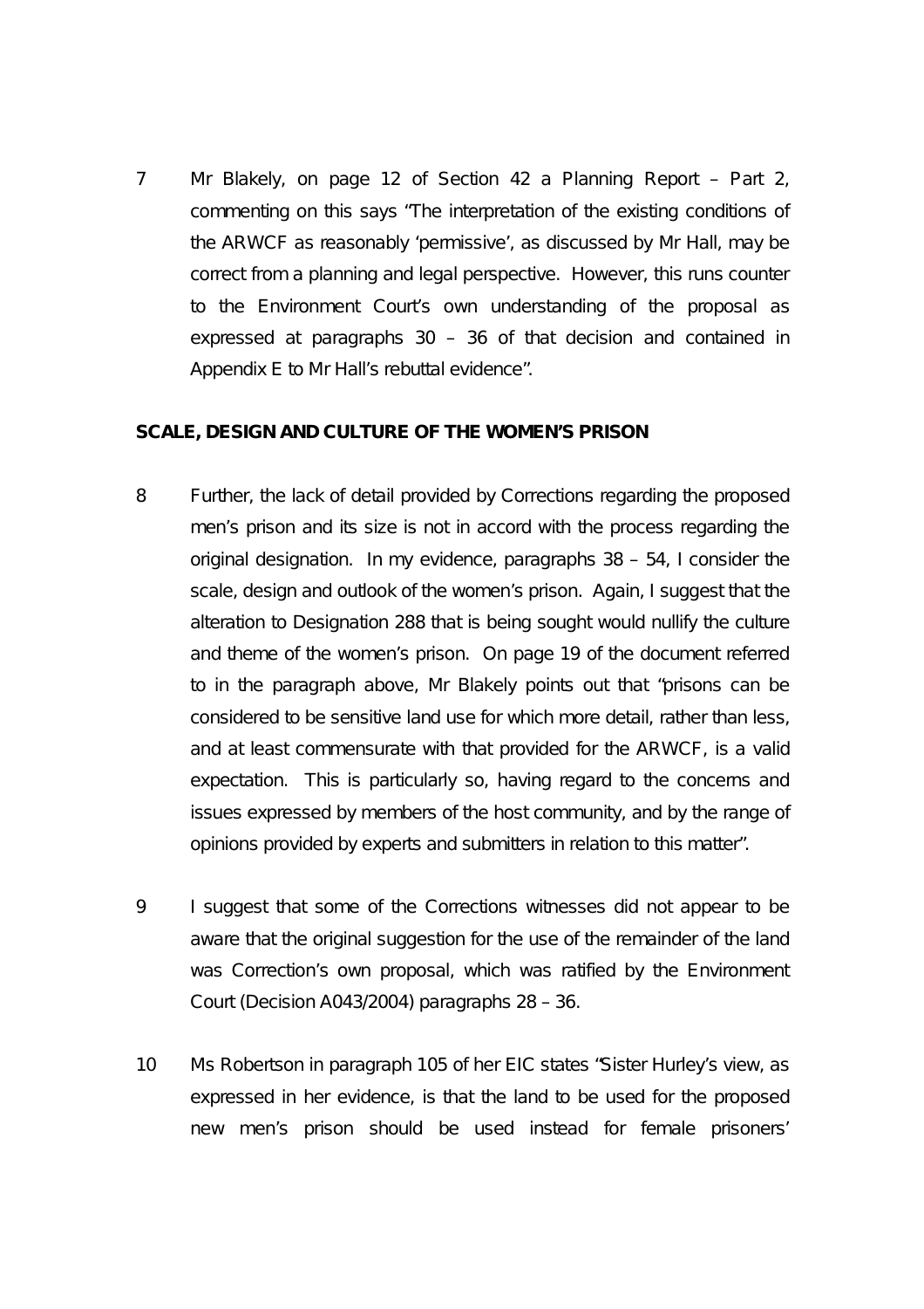7 Mr Blakely, on page 12 of Section 42 a Planning Report – Part 2, commenting on this says "The interpretation of the existing conditions of the ARWCF as reasonably 'permissive', as discussed by Mr Hall, may be correct from a planning and legal perspective. However, this runs counter to the Environment Court's own understanding of the proposal as expressed at paragraphs 30 – 36 of that decision and contained in Appendix E to Mr Hall's rebuttal evidence".

**SCALE, DESIGN AND CULTURE OF THE WOMEN'S PRISON**

8 Further, the lack of detail provided by Corrections regarding the proposed men's prison and its size is not in accord with the process regarding the original designation. In my evidence, paragraphs 38 – 54, I consider the scale, design and outlook of the women's prison. Again, I suggest that the alteration to Designation 288 that is being sought would nullify the culture and theme of the women's prison. On page 19 of the document referred to in the paragraph above, Mr Blakely points out that "prisons can be considered to be sensitive land use for which more detail, rather than less, and at least commensurate with that provided for the ARWCF, is a valid expectation. This is particularly so, having regard to the concerns and issues expressed by members of the host community, and by the range of opinions provided by experts and submitters in relation to this matter".

9 I suggest that some of the Corrections witnesses did not appear to be aware that the original suggestion for the use of the remainder of the land was Correction's own proposal, which was ratified by the Environment Court (Decision A043/2004) paragraphs 28 – 36.

10 Ms Robertson in paragraph 105 of her EIC states "Sister Hurley's view, as expressed in her evidence, is that the land to be used for the proposed new men's prison should be used instead for female prisoners'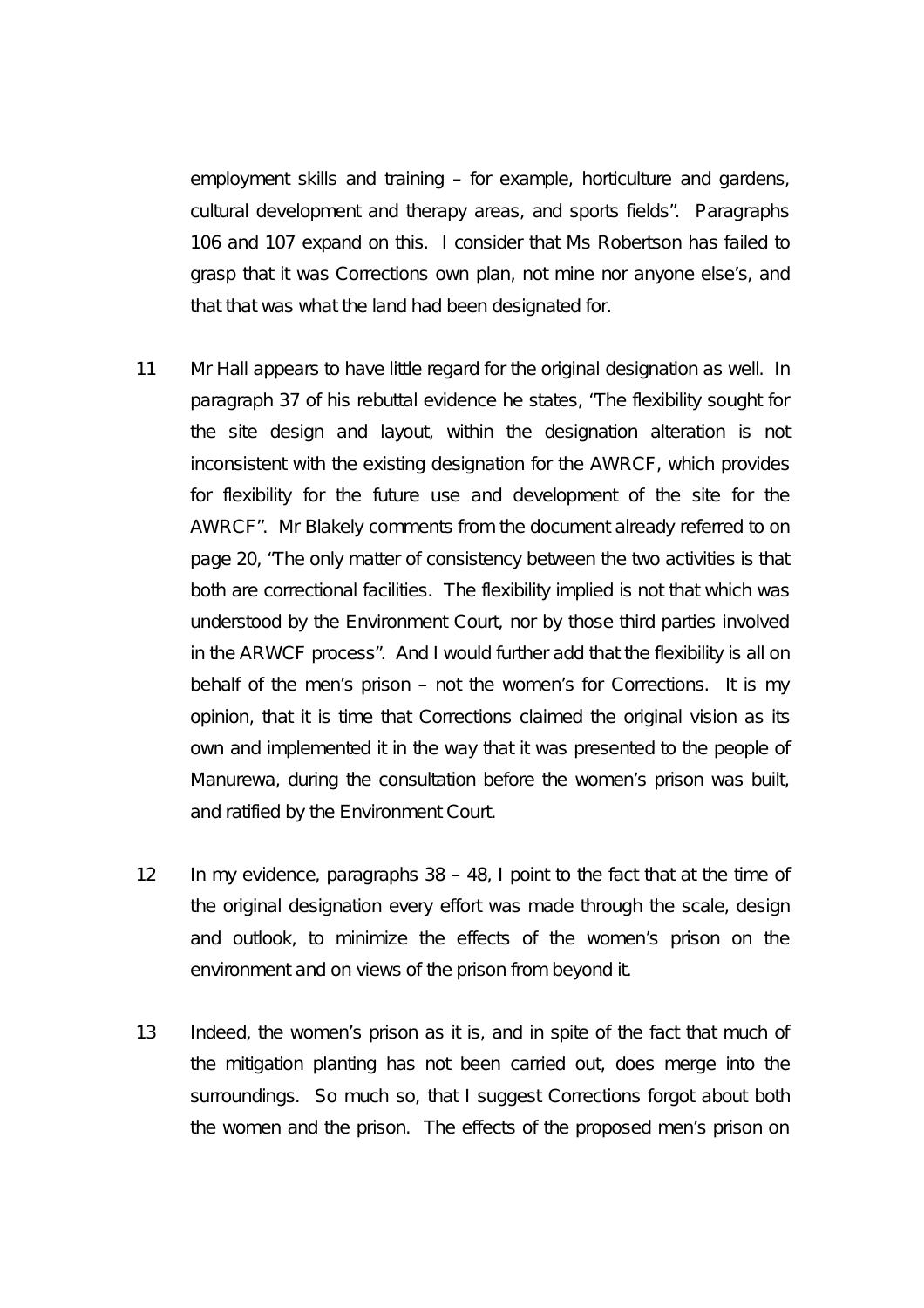employment skills and training – for example, horticulture and gardens, cultural development and therapy areas, and sports fields". Paragraphs 106 and 107 expand on this. I consider that Ms Robertson has failed to grasp that it was Corrections own plan, not mine nor anyone else's, and that that was what the land had been designated for.

11 Mr Hall appears to have little regard for the original designation as well. In paragraph 37 of his rebuttal evidence he states, "The flexibility sought for the site design and layout, within the designation alteration is not inconsistent with the existing designation for the AWRCF, which provides for flexibility for the future use and development of the site for the AWRCF". Mr Blakely comments from the document already referred to on page 20, "The only matter of consistency between the two activities is that both are correctional facilities. The flexibility implied is not that which was understood by the Environment Court, nor by those third parties involved in the ARWCF process". And I would further add that the flexibility is all on behalf of the men's prison – not the women's for Corrections. It is my opinion, that it is time that Corrections claimed the original vision as its own and implemented it in the way that it was presented to the people of Manurewa, during the consultation before the women's prison was built, and ratified by the Environment Court.

12 In my evidence, paragraphs 38 – 48, I point to the fact that at the time of the original designation every effort was made through the scale, design and outlook, to minimize the effects of the women's prison on the environment and on views of the prison from beyond it.

13 Indeed, the women's prison as it is, and in spite of the fact that much of the mitigation planting has not been carried out, does merge into the surroundings. So much so, that I suggest Corrections forgot about both the women and the prison. The effects of the proposed men's prison on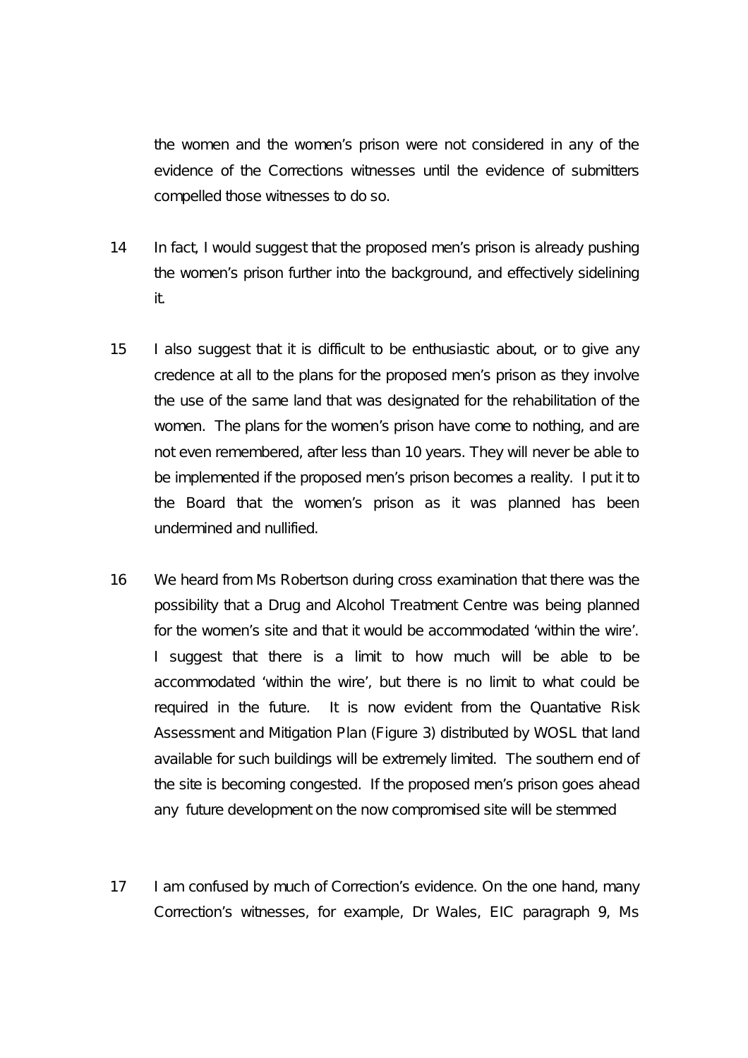the women and the women's prison were not considered in any of the evidence of the Corrections witnesses until the evidence of submitters compelled those witnesses to do so.

14 In fact, I would suggest that the proposed men's prison is already pushing the women's prison further into the background, and effectively sidelining it.

15 I also suggest that it is difficult to be enthusiastic about, or to give any credence at all to the plans for the proposed men's prison as they involve the use of the same land that was designated for the rehabilitation of the women. The plans for the women's prison have come to nothing, and are not even remembered, after less than 10 years. They will never be able to be implemented if the proposed men's prison becomes a reality. I put it to the Board that the women's prison as it was planned has been undermined and nullified.

16 We heard from Ms Robertson during cross examination that there was the possibility that a Drug and Alcohol Treatment Centre was being planned for the women's site and that it would be accommodated 'within the wire'. I suggest that there is a limit to how much will be able to be accommodated 'within the wire', but there is no limit to what could be required in the future. It is now evident from the Quantative Risk Assessment and Mitigation Plan (Figure 3) distributed by WOSL that land available for such buildings will be extremely limited. The southern end of the site is becoming congested. If the proposed men's prison goes ahead any future development on the now compromised site will be stemmed

17 I am confused by much of Correction's evidence. On the one hand, many Correction's witnesses, for example, Dr Wales, EIC paragraph 9, Ms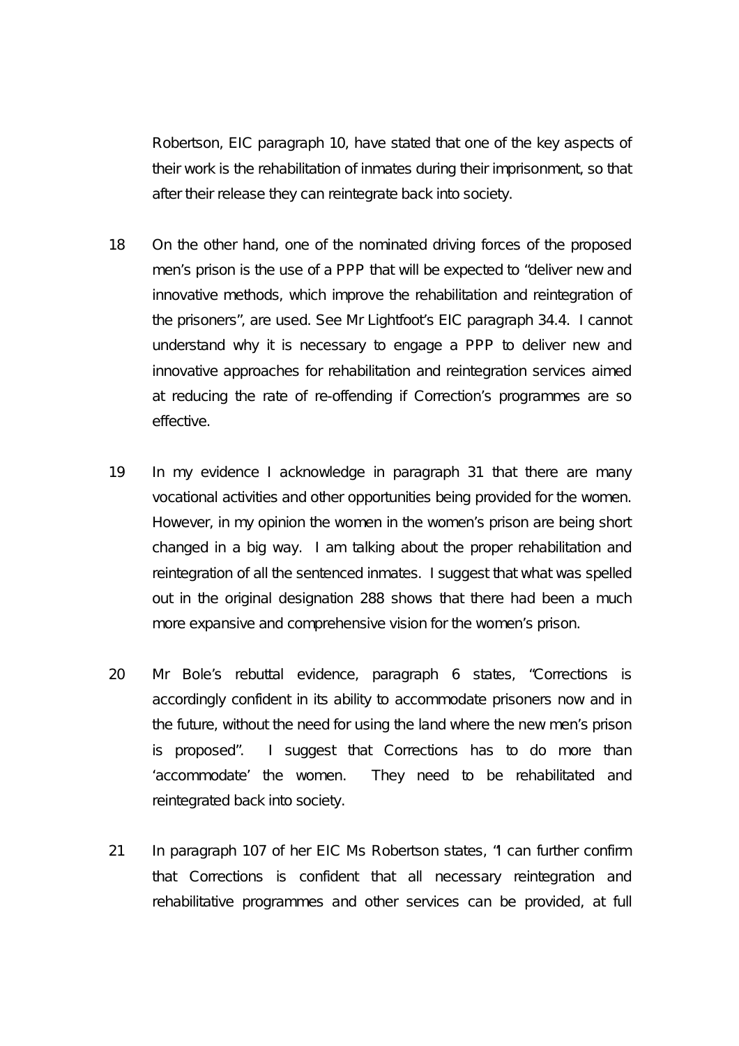Robertson, EIC paragraph 10, have stated that one of the key aspects of their work is the rehabilitation of inmates during their imprisonment, so that after their release they can reintegrate back into society.

18 On the other hand, one of the nominated driving forces of the proposed men's prison is the use of a PPP that will be expected to "deliver new and innovative methods, which improve the rehabilitation and reintegration of the prisoners", are used. See Mr Lightfoot's EIC paragraph 34.4. I cannot understand why it is necessary to engage a PPP to deliver new and innovative approaches for rehabilitation and reintegration services aimed at reducing the rate of re-offending if Correction's programmes are so effective.

19 In my evidence I acknowledge in paragraph 31 that there are many vocational activities and other opportunities being provided for the women. However, in my opinion the women in the women's prison are being short changed in a big way. I am talking about the proper rehabilitation and reintegration of all the sentenced inmates. I suggest that what was spelled out in the original designation 288 shows that there had been a much more expansive and comprehensive vision for the women's prison.

20 Mr Bole's rebuttal evidence, paragraph 6 states, "Corrections is accordingly confident in its ability to accommodate prisoners now and in the future, without the need for using the land where the new men's prison is proposed". I suggest that Corrections has to do more than 'accommodate' the women. They need to be rehabilitated and reintegrated back into society.

21 In paragraph 107 of her EIC Ms Robertson states, "I can further confirm that Corrections is confident that all necessary reintegration and rehabilitative programmes and other services can be provided, at full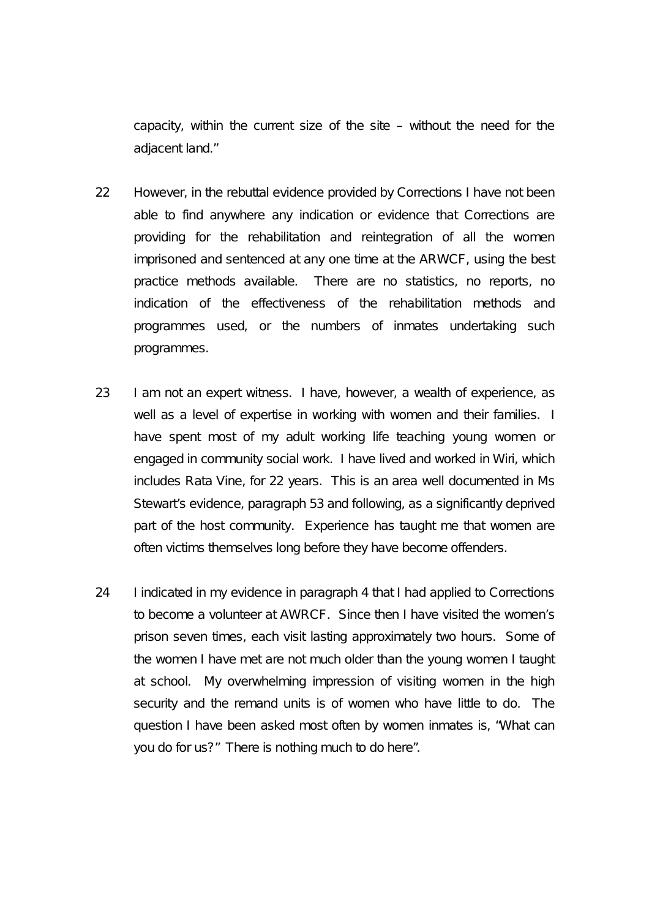capacity, within the current size of the site – without the need for the adjacent land."

22 However, in the rebuttal evidence provided by Corrections I have not been able to find anywhere any indication or evidence that Corrections are providing for the rehabilitation and reintegration of all the women imprisoned and sentenced at any one time at the ARWCF, using the best practice methods available. There are no statistics, no reports, no indication of the effectiveness of the rehabilitation methods and programmes used, or the numbers of inmates undertaking such programmes.

23 I am not an expert witness. I have, however, a wealth of experience, as well as a level of expertise in working with women and their families. I have spent most of my adult working life teaching young women or engaged in community social work. I have lived and worked in Wiri, which includes Rata Vine, for 22 years. This is an area well documented in Ms Stewart's evidence, paragraph 53 and following, as a significantly deprived part of the host community. Experience has taught me that women are often victims themselves long before they have become offenders.

24 I indicated in my evidence in paragraph 4 that I had applied to Corrections to become a volunteer at AWRCF. Since then I have visited the women's prison seven times, each visit lasting approximately two hours. Some of the women I have met are not much older than the young women I taught at school. My overwhelming impression of visiting women in the high security and the remand units is of women who have little to do. The question I have been asked most often by women inmates is, "What can you do for us?" There is nothing much to do here".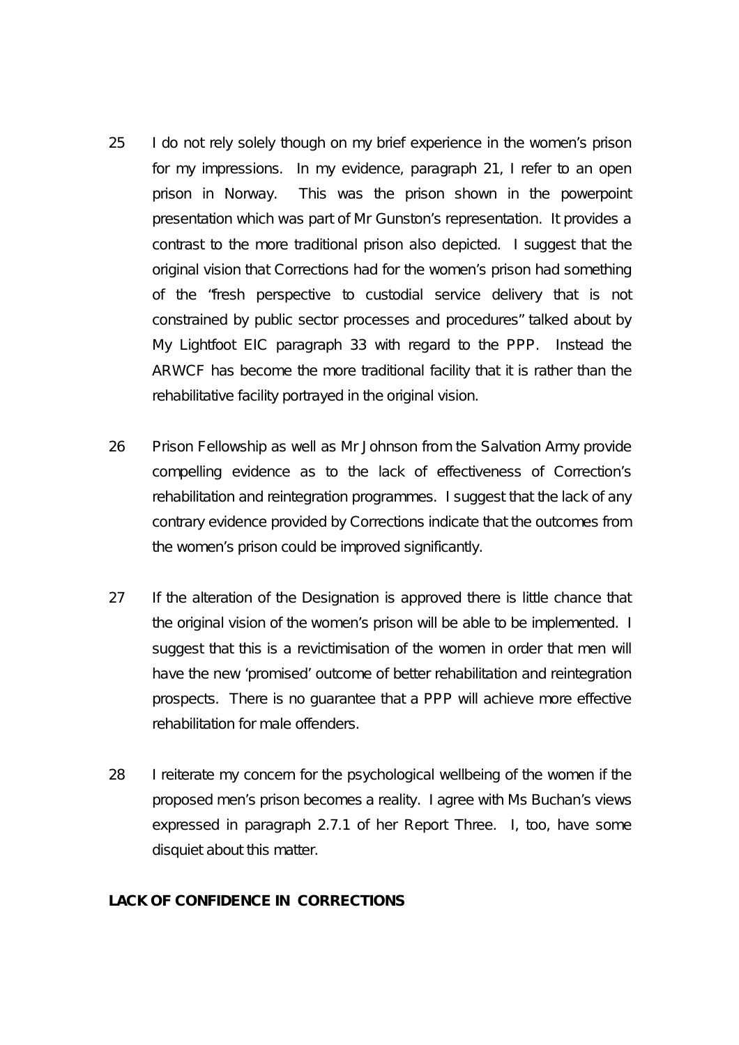25 I do not rely solely though on my brief experience in the women's prison for my impressions. In my evidence, paragraph 21, I refer to an open prison in Norway. This was the prison shown in the powerpoint presentation which was part of Mr Gunston's representation. It provides a contrast to the more traditional prison also depicted. I suggest that the original vision that Corrections had for the women's prison had something of the "fresh perspective to custodial service delivery that is not constrained by public sector processes and procedures" talked about by My Lightfoot EIC paragraph 33 with regard to the PPP. Instead the ARWCF has become the more traditional facility that it is rather than the rehabilitative facility portrayed in the original vision.

26 Prison Fellowship as well as Mr Johnson from the Salvation Army provide compelling evidence as to the lack of effectiveness of Correction's rehabilitation and reintegration programmes. I suggest that the lack of any contrary evidence provided by Corrections indicate that the outcomes from the women's prison could be improved significantly.

27 If the alteration of the Designation is approved there is little chance that the original vision of the women's prison will be able to be implemented. I suggest that this is a revictimisation of the women in order that men will have the new 'promised' outcome of better rehabilitation and reintegration prospects. There is no guarantee that a PPP will achieve more effective rehabilitation for male offenders.

28 I reiterate my concern for the psychological wellbeing of the women if the proposed men's prison becomes a reality. I agree with Ms Buchan's views expressed in paragraph 2.7.1 of her Report Three. I, too, have some disquiet about this matter.

**LACK OF CONFIDENCE IN CORRECTIONS**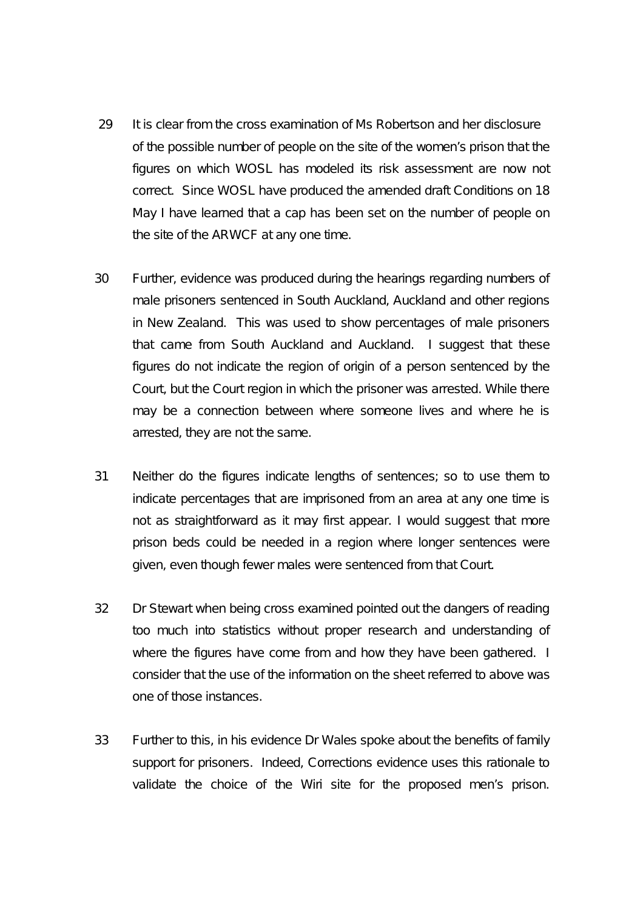29 It is clear from the cross examination of Ms Robertson and her disclosure of the possible number of people on the site of the women's prison that the figures on which WOSL has modeled its risk assessment are now not correct. Since WOSL have produced the amended draft Conditions on 18 May I have learned that a cap has been set on the number of people on the site of the ARWCF at any one time.

30 Further, evidence was produced during the hearings regarding numbers of male prisoners sentenced in South Auckland, Auckland and other regions in New Zealand. This was used to show percentages of male prisoners that came from South Auckland and Auckland. I suggest that these figures do not indicate the region of origin of a person sentenced by the Court, but the Court region in which the prisoner was arrested. While there may be a connection between where someone lives and where he is arrested, they are not the same.

31 Neither do the figures indicate lengths of sentences; so to use them to indicate percentages that are imprisoned from an area at any one time is not as straightforward as it may first appear. I would suggest that more prison beds could be needed in a region where longer sentences were given, even though fewer males were sentenced from that Court.

32 Dr Stewart when being cross examined pointed out the dangers of reading too much into statistics without proper research and understanding of where the figures have come from and how they have been gathered. I consider that the use of the information on the sheet referred to above was one of those instances.

33 Further to this, in his evidence Dr Wales spoke about the benefits of family support for prisoners. Indeed, Corrections evidence uses this rationale to validate the choice of the Wiri site for the proposed men's prison.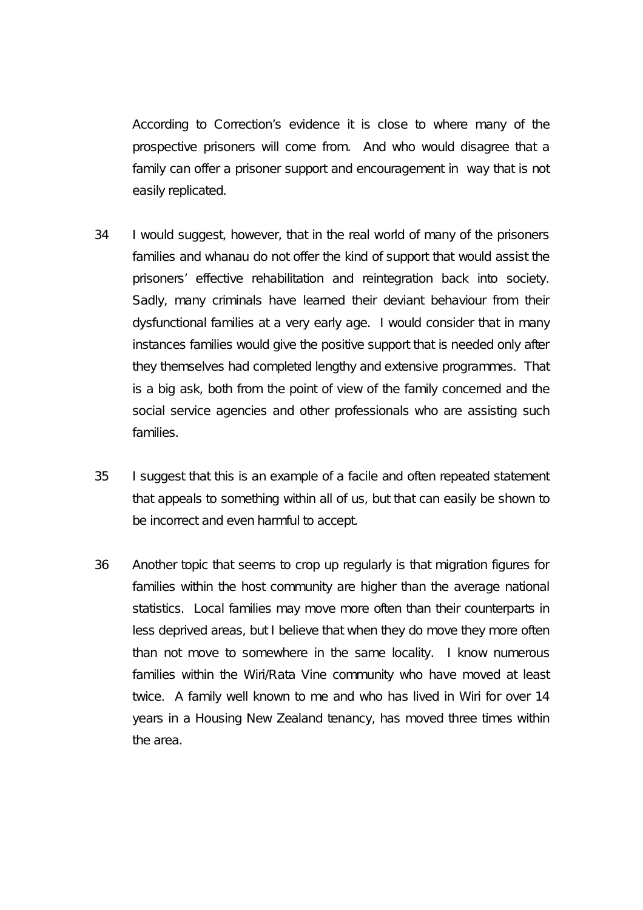According to Correction's evidence it is close to where many of the prospective prisoners will come from. And who would disagree that a family can offer a prisoner support and encouragement in way that is not easily replicated.

34 I would suggest, however, that in the real world of many of the prisoners families and whanau do not offer the kind of support that would assist the prisoners' effective rehabilitation and reintegration back into society. Sadly, many criminals have learned their deviant behaviour from their dysfunctional families at a very early age. I would consider that in many instances families would give the positive support that is needed only after they themselves had completed lengthy and extensive programmes. That is a big ask, both from the point of view of the family concerned and the social service agencies and other professionals who are assisting such families.

35 I suggest that this is an example of a facile and often repeated statement that appeals to something within all of us, but that can easily be shown to be incorrect and even harmful to accept.

36 Another topic that seems to crop up regularly is that migration figures for families within the host community are higher than the average national statistics. Local families may move more often than their counterparts in less deprived areas, but I believe that when they do move they more often than not move to somewhere in the same locality. I know numerous families within the Wiri/Rata Vine community who have moved at least twice. A family well known to me and who has lived in Wiri for over 14 years in a Housing New Zealand tenancy, has moved three times within the area.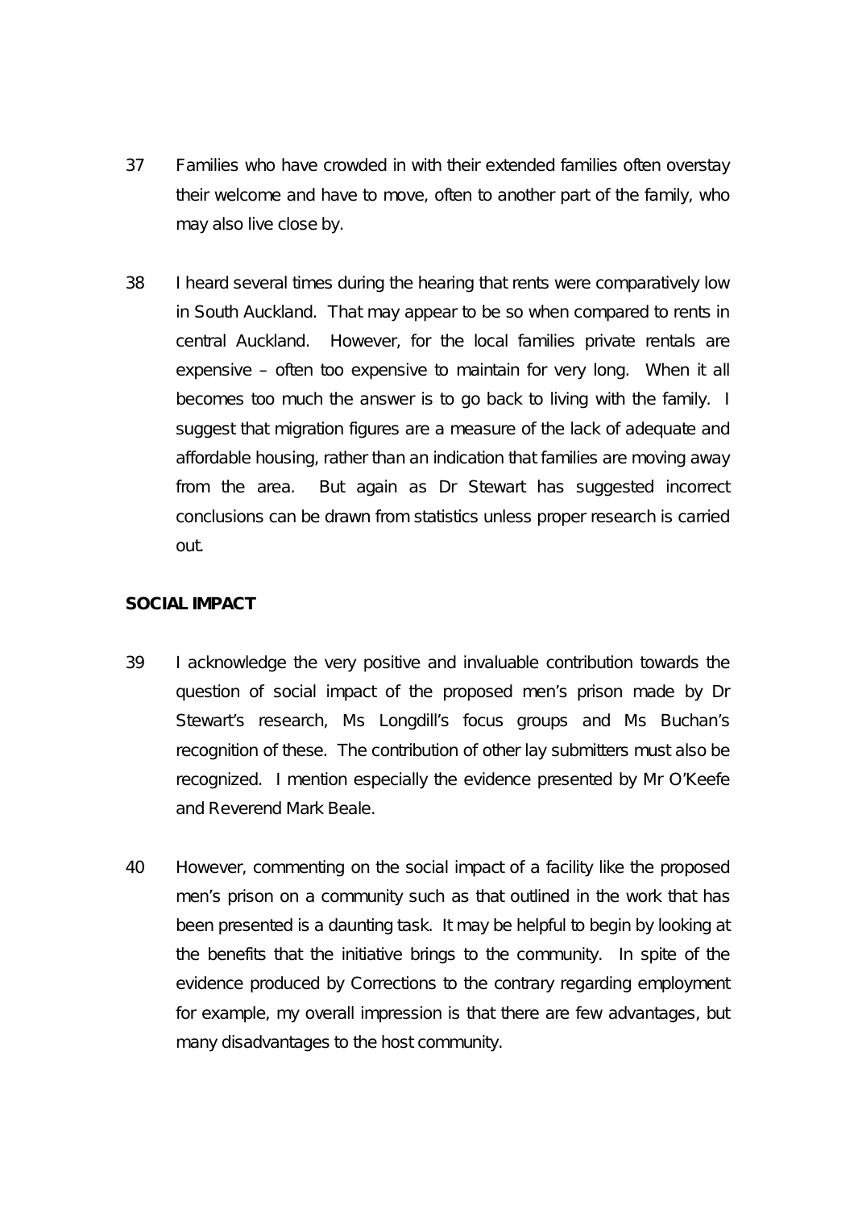37 Families who have crowded in with their extended families often overstay their welcome and have to move, often to another part of the family, who may also live close by.

38 I heard several times during the hearing that rents were comparatively low in South Auckland. That may appear to be so when compared to rents in central Auckland. However, for the local families private rentals are expensive – often too expensive to maintain for very long. When it all becomes too much the answer is to go back to living with the family. I suggest that migration figures are a measure of the lack of adequate and affordable housing, rather than an indication that families are moving away from the area. But again as Dr Stewart has suggested incorrect conclusions can be drawn from statistics unless proper research is carried out.

**SOCIAL IMPACT**

39 I acknowledge the very positive and invaluable contribution towards the question of social impact of the proposed men's prison made by Dr Stewart's research, Ms Longdill's focus groups and Ms Buchan's recognition of these. The contribution of other lay submitters must also be recognized. I mention especially the evidence presented by Mr O'Keefe and Reverend Mark Beale.

40 However, commenting on the social impact of a facility like the proposed men's prison on a community such as that outlined in the work that has been presented is a daunting task. It may be helpful to begin by looking at the benefits that the initiative brings to the community. In spite of the evidence produced by Corrections to the contrary regarding employment for example, my overall impression is that there are few advantages, but many disadvantages to the host community.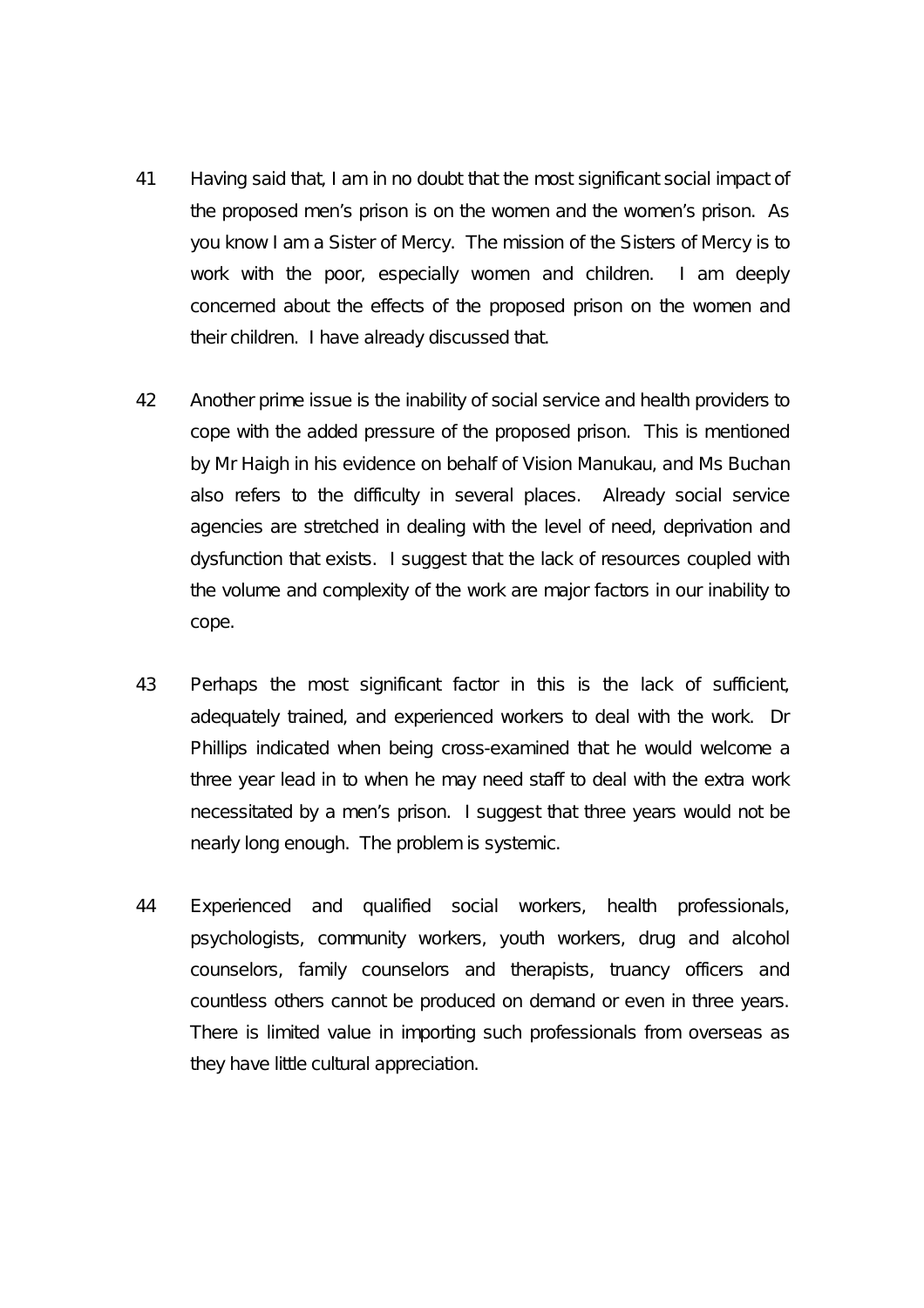41 Having said that, I am in no doubt that the most significant social impact of the proposed men's prison is on the women and the women's prison. As you know I am a Sister of Mercy. The mission of the Sisters of Mercy is to work with the poor, especially women and children. I am deeply concerned about the effects of the proposed prison on the women and their children. I have already discussed that.

42 Another prime issue is the inability of social service and health providers to cope with the added pressure of the proposed prison. This is mentioned by Mr Haigh in his evidence on behalf of Vision Manukau, and Ms Buchan also refers to the difficulty in several places. Already social service agencies are stretched in dealing with the level of need, deprivation and dysfunction that exists. I suggest that the lack of resources coupled with the volume and complexity of the work are major factors in our inability to cope.

43 Perhaps the most significant factor in this is the lack of sufficient, adequately trained, and experienced workers to deal with the work. Dr Phillips indicated when being cross-examined that he would welcome a three year lead in to when he may need staff to deal with the extra work necessitated by a men's prison. I suggest that three years would not be nearly long enough. The problem is systemic.

44 Experienced and qualified social workers, health professionals, psychologists, community workers, youth workers, drug and alcohol counselors, family counselors and therapists, truancy officers and countless others cannot be produced on demand or even in three years. There is limited value in importing such professionals from overseas as they have little cultural appreciation.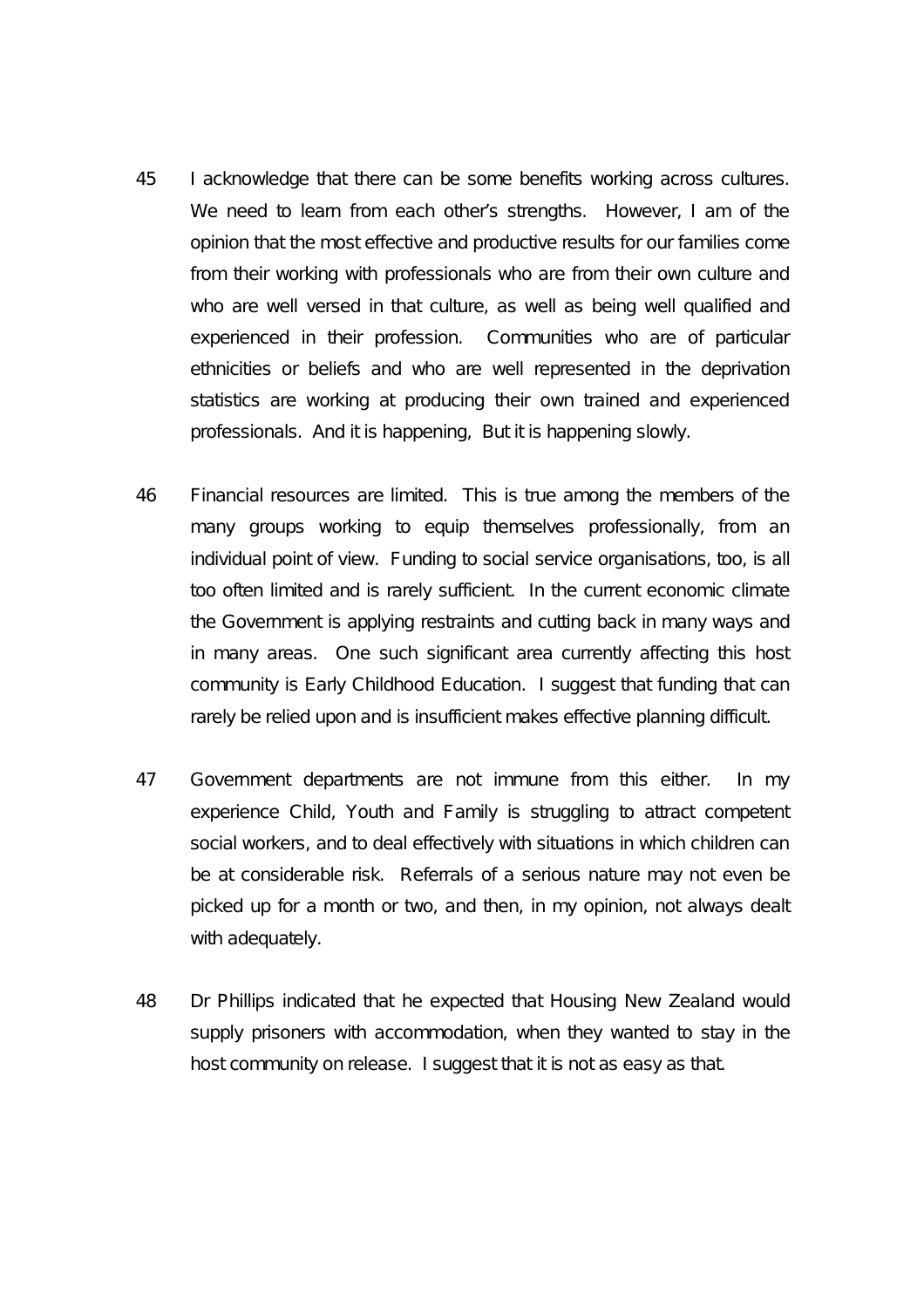45 I acknowledge that there can be some benefits working across cultures. We need to learn from each other's strengths. However, I am of the opinion that the most effective and productive results for our families come from their working with professionals who are from their own culture and who are well versed in that culture, as well as being well qualified and experienced in their profession. Communities who are of particular ethnicities or beliefs and who are well represented in the deprivation statistics are working at producing their own trained and experienced professionals. And it is happening, But it is happening slowly.

46 Financial resources are limited. This is true among the members of the many groups working to equip themselves professionally, from an individual point of view. Funding to social service organisations, too, is all too often limited and is rarely sufficient. In the current economic climate the Government is applying restraints and cutting back in many ways and in many areas. One such significant area currently affecting this host community is Early Childhood Education. I suggest that funding that can rarely be relied upon and is insufficient makes effective planning difficult.

47 Government departments are not immune from this either. In my experience Child, Youth and Family is struggling to attract competent social workers, and to deal effectively with situations in which children can be at considerable risk. Referrals of a serious nature may not even be picked up for a month or two, and then, in my opinion, not always dealt with adequately.

48 Dr Phillips indicated that he expected that Housing New Zealand would supply prisoners with accommodation, when they wanted to stay in the host community on release. I suggest that it is not as easy as that.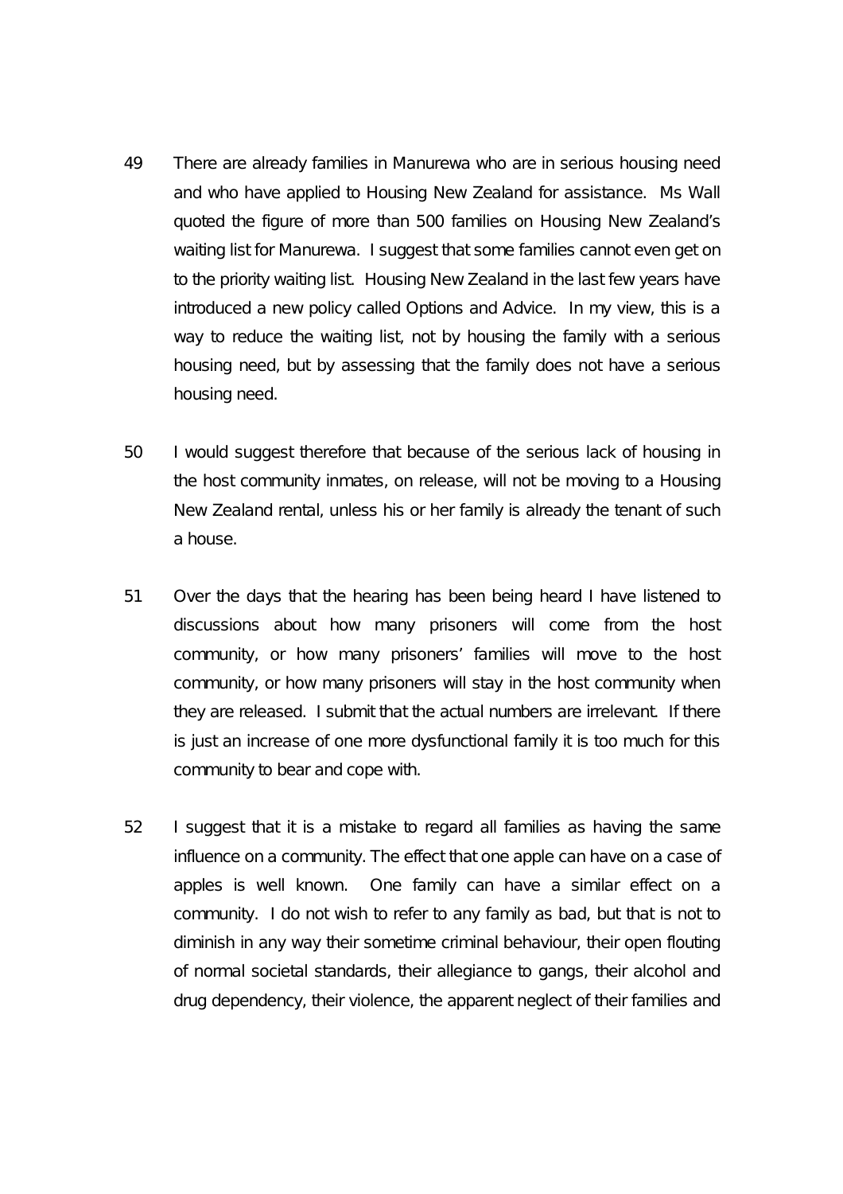49 There are already families in Manurewa who are in serious housing need and who have applied to Housing New Zealand for assistance. Ms Wall quoted the figure of more than 500 families on Housing New Zealand's waiting list for Manurewa. I suggest that some families cannot even get on to the priority waiting list. Housing New Zealand in the last few years have introduced a new policy called Options and Advice. In my view, this is a way to reduce the waiting list, not by housing the family with a serious housing need, but by assessing that the family does not have a serious housing need.

50 I would suggest therefore that because of the serious lack of housing in the host community inmates, on release, will not be moving to a Housing New Zealand rental, unless his or her family is already the tenant of such a house.

51 Over the days that the hearing has been being heard I have listened to discussions about how many prisoners will come from the host community, or how many prisoners' families will move to the host community, or how many prisoners will stay in the host community when they are released. I submit that the actual numbers are irrelevant. If there is just an increase of one more dysfunctional family it is too much for this community to bear and cope with.

52 I suggest that it is a mistake to regard all families as having the same influence on a community. The effect that one apple can have on a case of apples is well known. One family can have a similar effect on a community. I do not wish to refer to any family as bad, but that is not to diminish in any way their sometime criminal behaviour, their open flouting of normal societal standards, their allegiance to gangs, their alcohol and drug dependency, their violence, the apparent neglect of their families and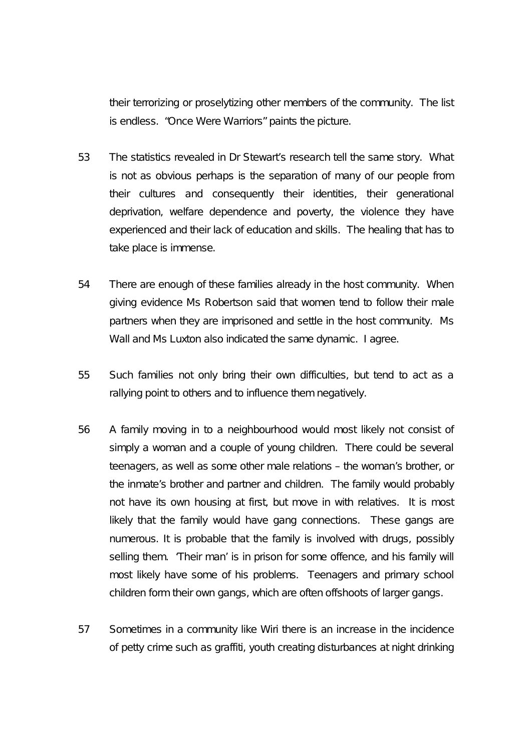their terrorizing or proselytizing other members of the community. The list is endless. "Once Were Warriors" paints the picture.

53 The statistics revealed in Dr Stewart's research tell the same story. What is not as obvious perhaps is the separation of many of our people from their cultures and consequently their identities, their generational deprivation, welfare dependence and poverty, the violence they have experienced and their lack of education and skills. The healing that has to take place is immense.

54 There are enough of these families already in the host community. When giving evidence Ms Robertson said that women tend to follow their male partners when they are imprisoned and settle in the host community. Ms Wall and Ms Luxton also indicated the same dynamic. I agree.

55 Such families not only bring their own difficulties, but tend to act as a rallying point to others and to influence them negatively.

56 A family moving in to a neighbourhood would most likely not consist of simply a woman and a couple of young children. There could be several teenagers, as well as some other male relations – the woman's brother, or the inmate's brother and partner and children. The family would probably not have its own housing at first, but move in with relatives. It is most likely that the family would have gang connections. These gangs are numerous. It is probable that the family is involved with drugs, possibly selling them. 'Their man' is in prison for some offence, and his family will most likely have some of his problems. Teenagers and primary school children form their own gangs, which are often offshoots of larger gangs.

57 Sometimes in a community like Wiri there is an increase in the incidence of petty crime such as graffiti, youth creating disturbances at night drinking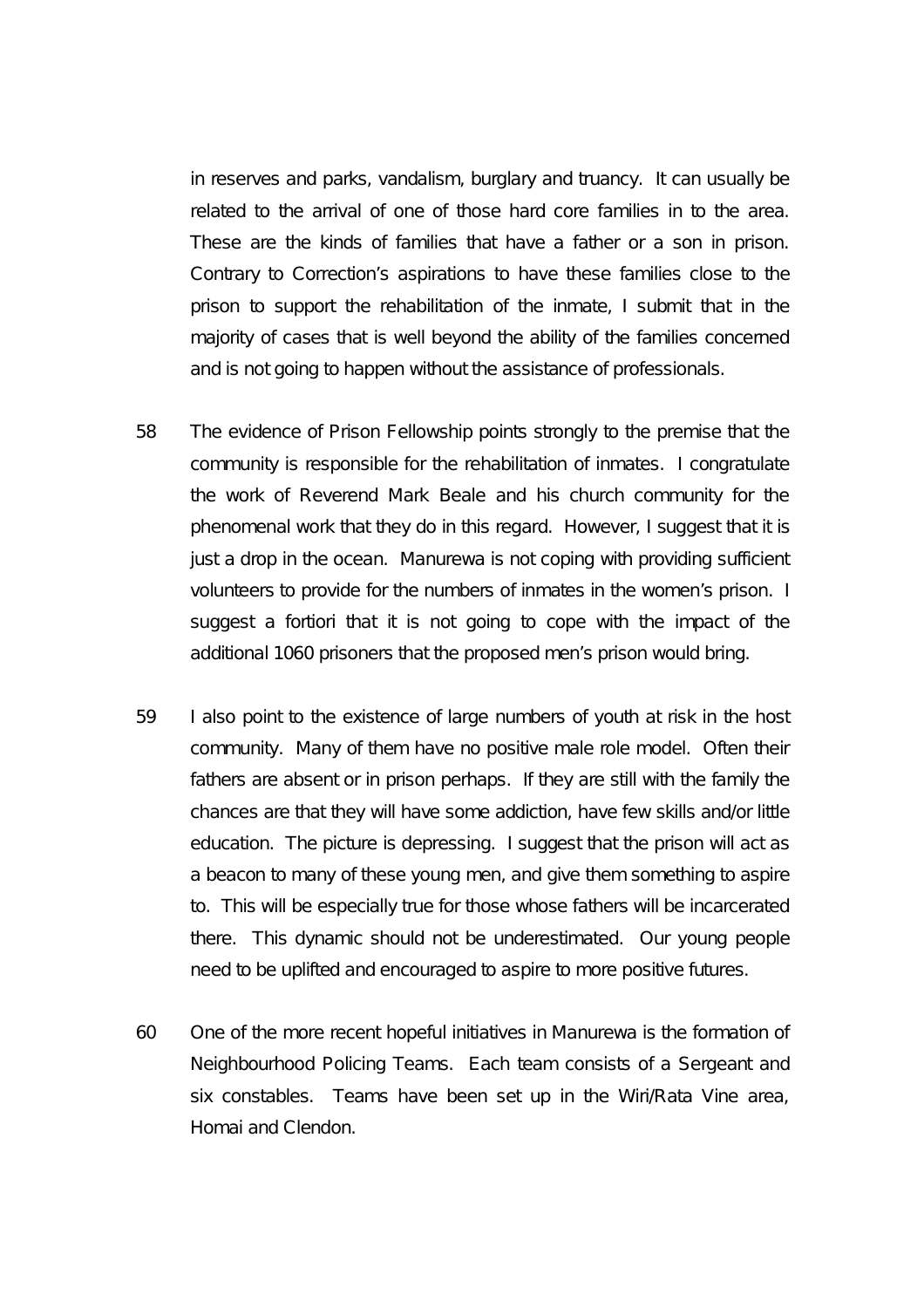in reserves and parks, vandalism, burglary and truancy. It can usually be related to the arrival of one of those hard core families in to the area. These are the kinds of families that have a father or a son in prison. Contrary to Correction's aspirations to have these families close to the prison to support the rehabilitation of the inmate, I submit that in the majority of cases that is well beyond the ability of the families concerned and is not going to happen without the assistance of professionals.

58 The evidence of Prison Fellowship points strongly to the premise that the community is responsible for the rehabilitation of inmates. I congratulate the work of Reverend Mark Beale and his church community for the phenomenal work that they do in this regard. However, I suggest that it is just a drop in the ocean. Manurewa is not coping with providing sufficient volunteers to provide for the numbers of inmates in the women's prison. I suggest a fortiori that it is not going to cope with the impact of the additional 1060 prisoners that the proposed men's prison would bring.

59 I also point to the existence of large numbers of youth at risk in the host community. Many of them have no positive male role model. Often their fathers are absent or in prison perhaps. If they are still with the family the chances are that they will have some addiction, have few skills and/or little education. The picture is depressing. I suggest that the prison will act as a beacon to many of these young men, and give them something to aspire to. This will be especially true for those whose fathers will be incarcerated there. This dynamic should not be underestimated. Our young people need to be uplifted and encouraged to aspire to more positive futures.

60 One of the more recent hopeful initiatives in Manurewa is the formation of Neighbourhood Policing Teams. Each team consists of a Sergeant and six constables. Teams have been set up in the Wiri/Rata Vine area, Homai and Clendon.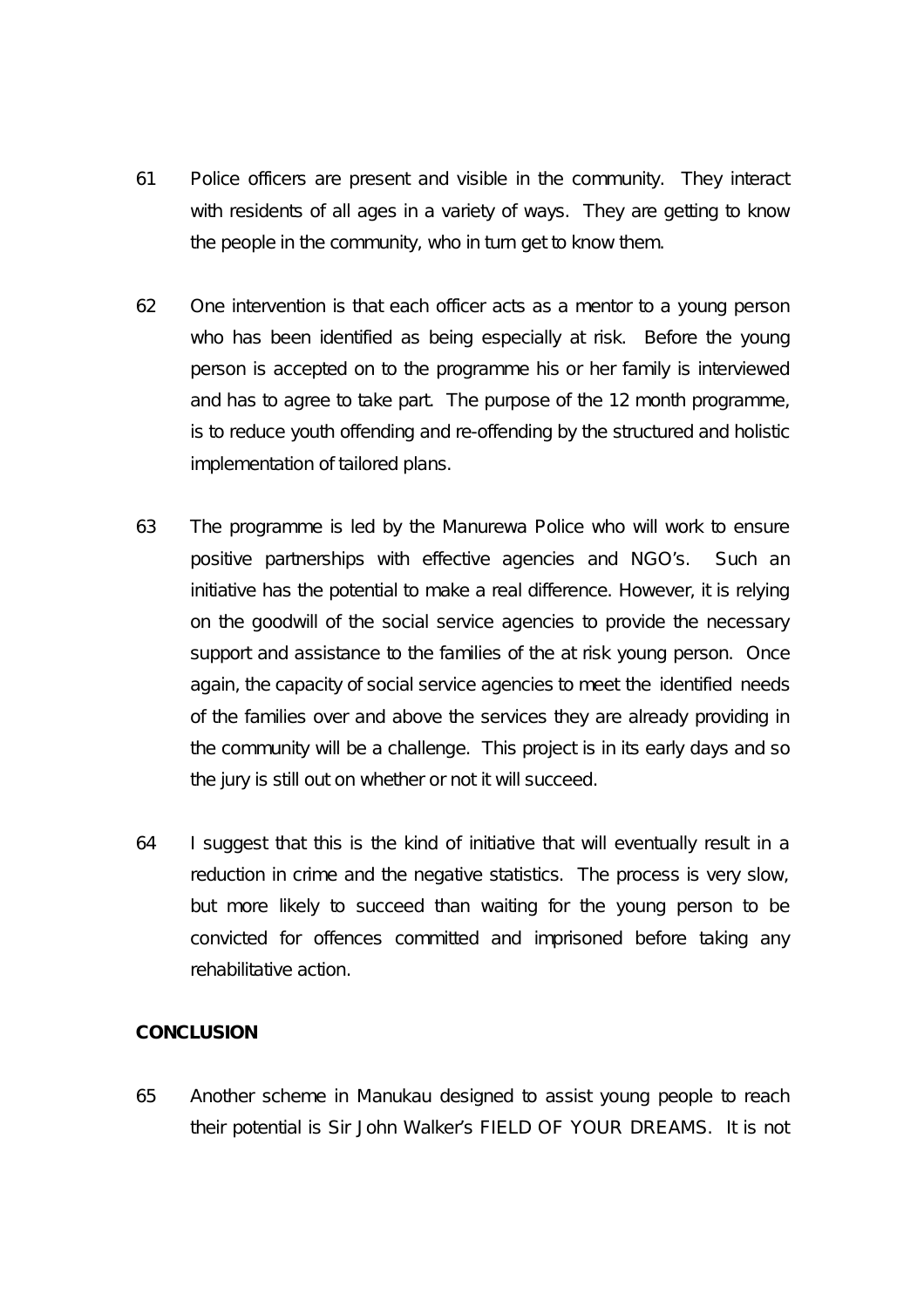61 Police officers are present and visible in the community. They interact with residents of all ages in a variety of ways. They are getting to know the people in the community, who in turn get to know them.

62 One intervention is that each officer acts as a mentor to a young person who has been identified as being especially at risk. Before the young person is accepted on to the programme his or her family is interviewed and has to agree to take part. The purpose of the 12 month programme, is to reduce youth offending and re-offending by the structured and holistic implementation of tailored plans.

63 The programme is led by the Manurewa Police who will work to ensure positive partnerships with effective agencies and NGO's. Such an initiative has the potential to make a real difference. However, it is relying on the goodwill of the social service agencies to provide the necessary support and assistance to the families of the at risk young person. Once again, the capacity of social service agencies to meet the identified needs of the families over and above the services they are already providing in the community will be a challenge. This project is in its early days and so the jury is still out on whether or not it will succeed.

64 I suggest that this is the kind of initiative that will eventually result in a reduction in crime and the negative statistics. The process is very slow, but more likely to succeed than waiting for the young person to be convicted for offences committed and imprisoned before taking any rehabilitative action.

**CONCLUSION**

65 Another scheme in Manukau designed to assist young people to reach their potential is Sir John Walker's FIELD OF YOUR DREAMS. It is not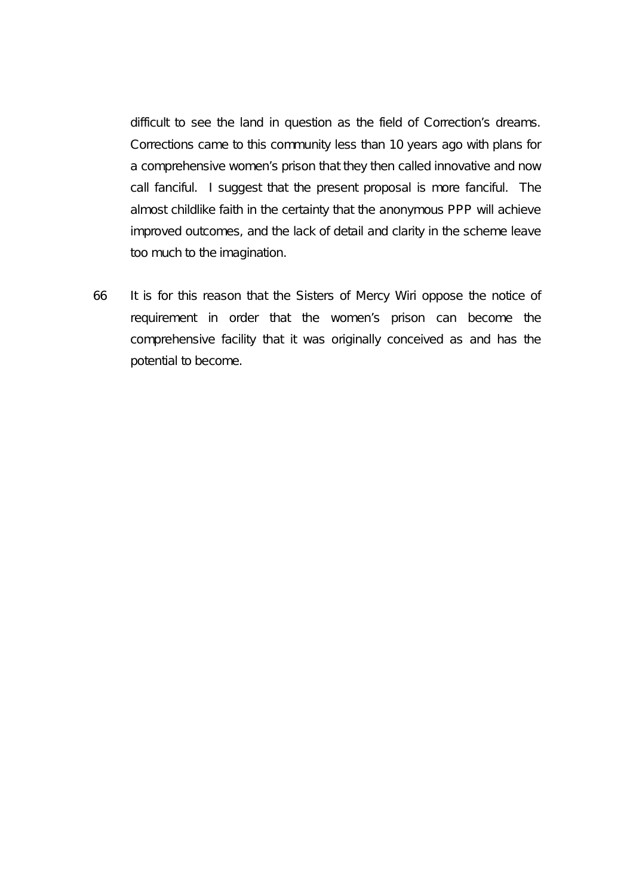difficult to see the land in question as the field of Correction's dreams. Corrections came to this community less than 10 years ago with plans for a comprehensive women's prison that they then called innovative and now call fanciful. I suggest that the present proposal is more fanciful. The almost childlike faith in the certainty that the anonymous PPP will achieve improved outcomes, and the lack of detail and clarity in the scheme leave too much to the imagination.

66 It is for this reason that the Sisters of Mercy Wiri oppose the notice of requirement in order that the women's prison can become the comprehensive facility that it was originally conceived as and has the potential to become.